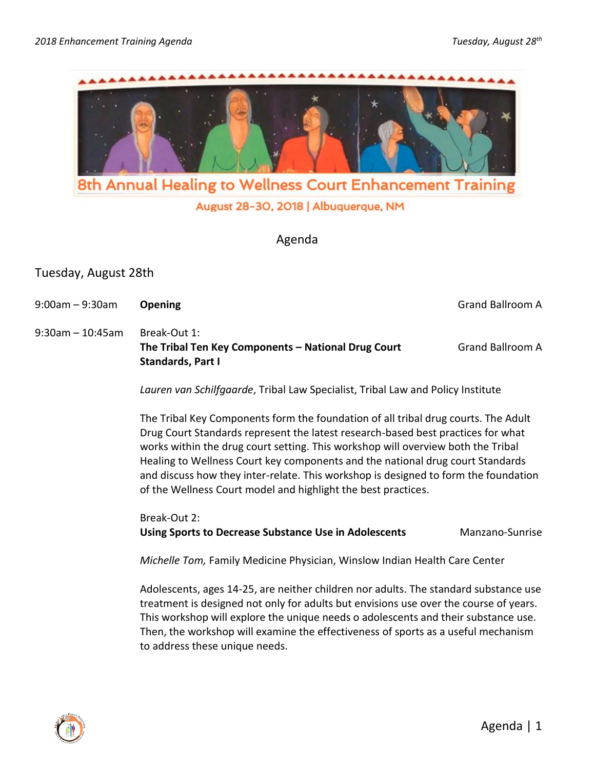# 8th Annual Healing to Wellness Court Enhancement Training

August 28-30, 2018 | Albuquerque, NM

## Agenda

### Tuesday, August 28th

**9:00am – 9:30am** — **Opening** — Grand Ballroom A

**9:30am – 10:45am**

Break-Out 1:
**The Tribal Ten Key Components – National Drug Court Standards, Part I** — Grand Ballroom A

*Lauren van Schilfgaarde*, Tribal Law Specialist, Tribal Law and Policy Institute

The Tribal Key Components form the foundation of all tribal drug courts. The Adult Drug Court Standards represent the latest research-based best practices for what works within the drug court setting. This workshop will overview both the Tribal Healing to Wellness Court key components and the national drug court Standards and discuss how they inter-relate. This workshop is designed to form the foundation of the Wellness Court model and highlight the best practices.

Break-Out 2:
**Using Sports to Decrease Substance Use in Adolescents** — Manzano-Sunrise

*Michelle Tom,* Family Medicine Physician, Winslow Indian Health Care Center

Adolescents, ages 14-25, are neither children nor adults. The standard substance use treatment is designed not only for adults but envisions use over the course of years. This workshop will explore the unique needs o adolescents and their substance use. Then, the workshop will examine the effectiveness of sports as a useful mechanism to address these unique needs.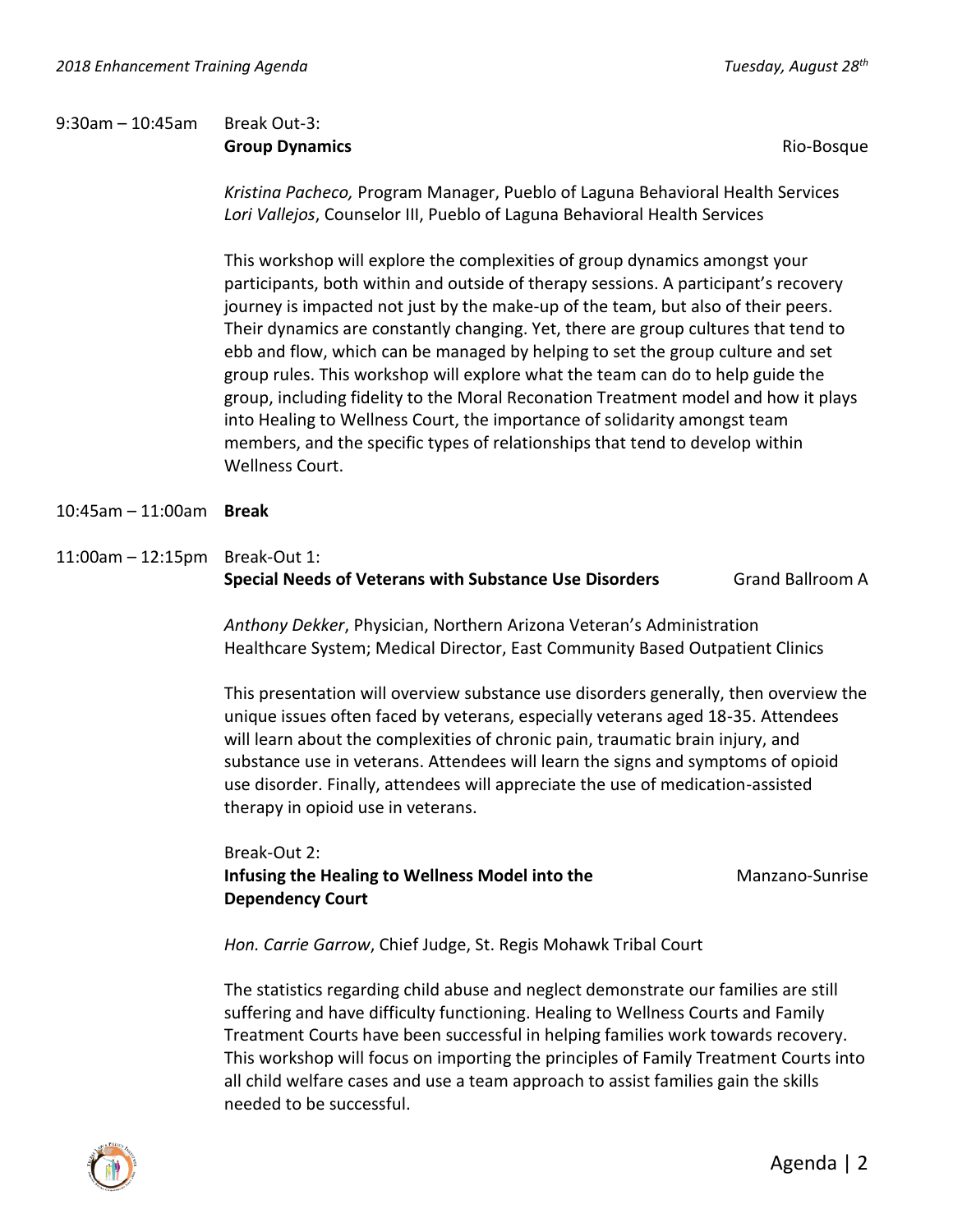9:30am – 10:45am Break Out-3:
**Group Dynamics** Rio-Bosque

*Kristina Pacheco,* Program Manager, Pueblo of Laguna Behavioral Health Services
*Lori Vallejos*, Counselor III, Pueblo of Laguna Behavioral Health Services

This workshop will explore the complexities of group dynamics amongst your participants, both within and outside of therapy sessions. A participant's recovery journey is impacted not just by the make-up of the team, but also of their peers. Their dynamics are constantly changing. Yet, there are group cultures that tend to ebb and flow, which can be managed by helping to set the group culture and set group rules. This workshop will explore what the team can do to help guide the group, including fidelity to the Moral Reconation Treatment model and how it plays into Healing to Wellness Court, the importance of solidarity amongst team members, and the specific types of relationships that tend to develop within Wellness Court.

10:45am – 11:00am **Break**

11:00am – 12:15pm Break-Out 1:
**Special Needs of Veterans with Substance Use Disorders** Grand Ballroom A

*Anthony Dekker*, Physician, Northern Arizona Veteran's Administration Healthcare System; Medical Director, East Community Based Outpatient Clinics

This presentation will overview substance use disorders generally, then overview the unique issues often faced by veterans, especially veterans aged 18-35. Attendees will learn about the complexities of chronic pain, traumatic brain injury, and substance use in veterans. Attendees will learn the signs and symptoms of opioid use disorder. Finally, attendees will appreciate the use of medication-assisted therapy in opioid use in veterans.

Break-Out 2:
**Infusing the Healing to Wellness Model into the Dependency Court** Manzano-Sunrise

*Hon. Carrie Garrow*, Chief Judge, St. Regis Mohawk Tribal Court

The statistics regarding child abuse and neglect demonstrate our families are still suffering and have difficulty functioning. Healing to Wellness Courts and Family Treatment Courts have been successful in helping families work towards recovery. This workshop will focus on importing the principles of Family Treatment Courts into all child welfare cases and use a team approach to assist families gain the skills needed to be successful.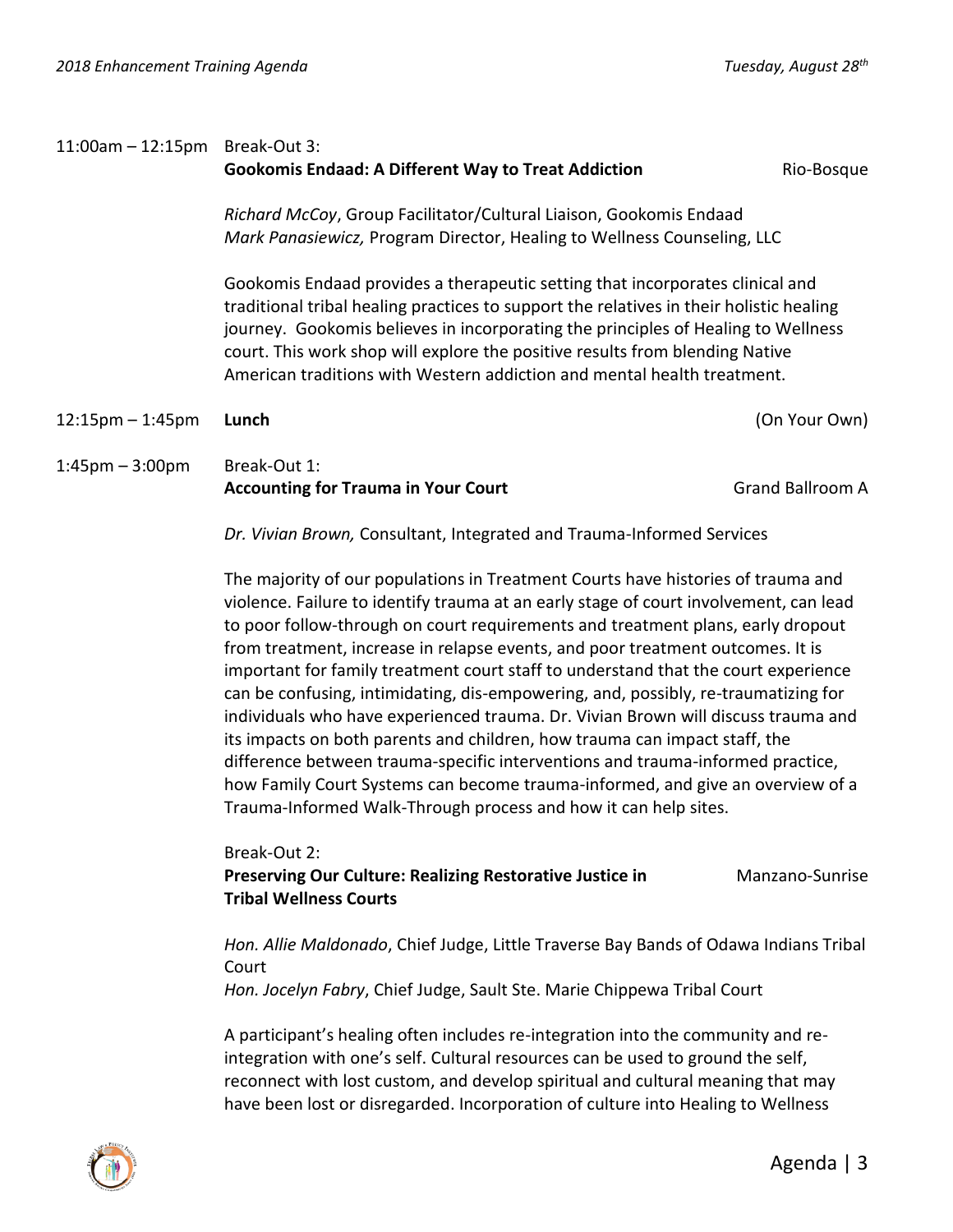11:00am – 12:15pm Break-Out 3:
**Gookomis Endaad: A Different Way to Treat Addiction** Rio-Bosque

*Richard McCoy*, Group Facilitator/Cultural Liaison, Gookomis Endaad
*Mark Panasiewicz,* Program Director, Healing to Wellness Counseling, LLC

Gookomis Endaad provides a therapeutic setting that incorporates clinical and traditional tribal healing practices to support the relatives in their holistic healing journey. Gookomis believes in incorporating the principles of Healing to Wellness court. This work shop will explore the positive results from blending Native American traditions with Western addiction and mental health treatment.

12:15pm – 1:45pm **Lunch** (On Your Own)

1:45pm – 3:00pm Break-Out 1:
**Accounting for Trauma in Your Court** Grand Ballroom A

*Dr. Vivian Brown,* Consultant, Integrated and Trauma-Informed Services

The majority of our populations in Treatment Courts have histories of trauma and violence. Failure to identify trauma at an early stage of court involvement, can lead to poor follow-through on court requirements and treatment plans, early dropout from treatment, increase in relapse events, and poor treatment outcomes. It is important for family treatment court staff to understand that the court experience can be confusing, intimidating, dis-empowering, and, possibly, re-traumatizing for individuals who have experienced trauma. Dr. Vivian Brown will discuss trauma and its impacts on both parents and children, how trauma can impact staff, the difference between trauma-specific interventions and trauma-informed practice, how Family Court Systems can become trauma-informed, and give an overview of a Trauma-Informed Walk-Through process and how it can help sites.

Break-Out 2:
**Preserving Our Culture: Realizing Restorative Justice in Tribal Wellness Courts** Manzano-Sunrise

*Hon. Allie Maldonado*, Chief Judge, Little Traverse Bay Bands of Odawa Indians Tribal Court
*Hon. Jocelyn Fabry*, Chief Judge, Sault Ste. Marie Chippewa Tribal Court

A participant's healing often includes re-integration into the community and re-integration with one's self. Cultural resources can be used to ground the self, reconnect with lost custom, and develop spiritual and cultural meaning that may have been lost or disregarded. Incorporation of culture into Healing to Wellness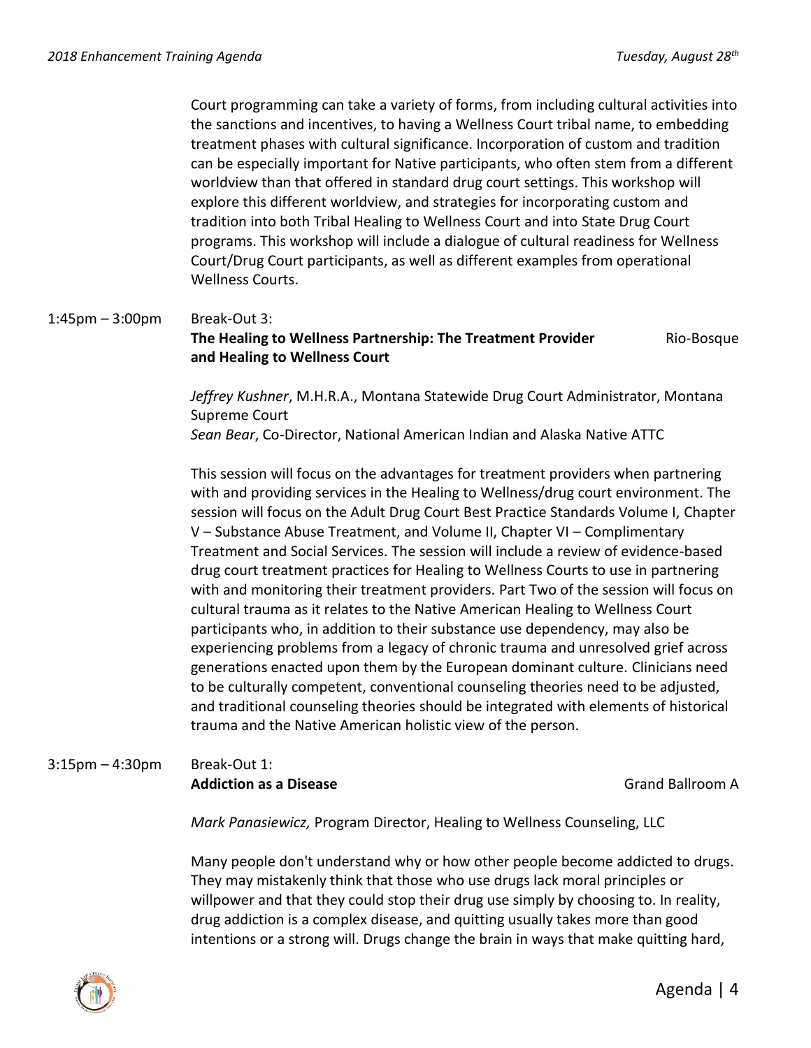Court programming can take a variety of forms, from including cultural activities into the sanctions and incentives, to having a Wellness Court tribal name, to embedding treatment phases with cultural significance. Incorporation of custom and tradition can be especially important for Native participants, who often stem from a different worldview than that offered in standard drug court settings. This workshop will explore this different worldview, and strategies for incorporating custom and tradition into both Tribal Healing to Wellness Court and into State Drug Court programs. This workshop will include a dialogue of cultural readiness for Wellness Court/Drug Court participants, as well as different examples from operational Wellness Courts.

1:45pm – 3:00pm Break-Out 3:
**The Healing to Wellness Partnership: The Treatment Provider and Healing to Wellness Court** — Rio-Bosque

*Jeffrey Kushner*, M.H.R.A., Montana Statewide Drug Court Administrator, Montana Supreme Court
*Sean Bear*, Co-Director, National American Indian and Alaska Native ATTC

This session will focus on the advantages for treatment providers when partnering with and providing services in the Healing to Wellness/drug court environment. The session will focus on the Adult Drug Court Best Practice Standards Volume I, Chapter V – Substance Abuse Treatment, and Volume II, Chapter VI – Complimentary Treatment and Social Services. The session will include a review of evidence-based drug court treatment practices for Healing to Wellness Courts to use in partnering with and monitoring their treatment providers. Part Two of the session will focus on cultural trauma as it relates to the Native American Healing to Wellness Court participants who, in addition to their substance use dependency, may also be experiencing problems from a legacy of chronic trauma and unresolved grief across generations enacted upon them by the European dominant culture. Clinicians need to be culturally competent, conventional counseling theories need to be adjusted, and traditional counseling theories should be integrated with elements of historical trauma and the Native American holistic view of the person.

3:15pm – 4:30pm Break-Out 1:
**Addiction as a Disease** — Grand Ballroom A

*Mark Panasiewicz,* Program Director, Healing to Wellness Counseling, LLC

Many people don't understand why or how other people become addicted to drugs. They may mistakenly think that those who use drugs lack moral principles or willpower and that they could stop their drug use simply by choosing to. In reality, drug addiction is a complex disease, and quitting usually takes more than good intentions or a strong will. Drugs change the brain in ways that make quitting hard,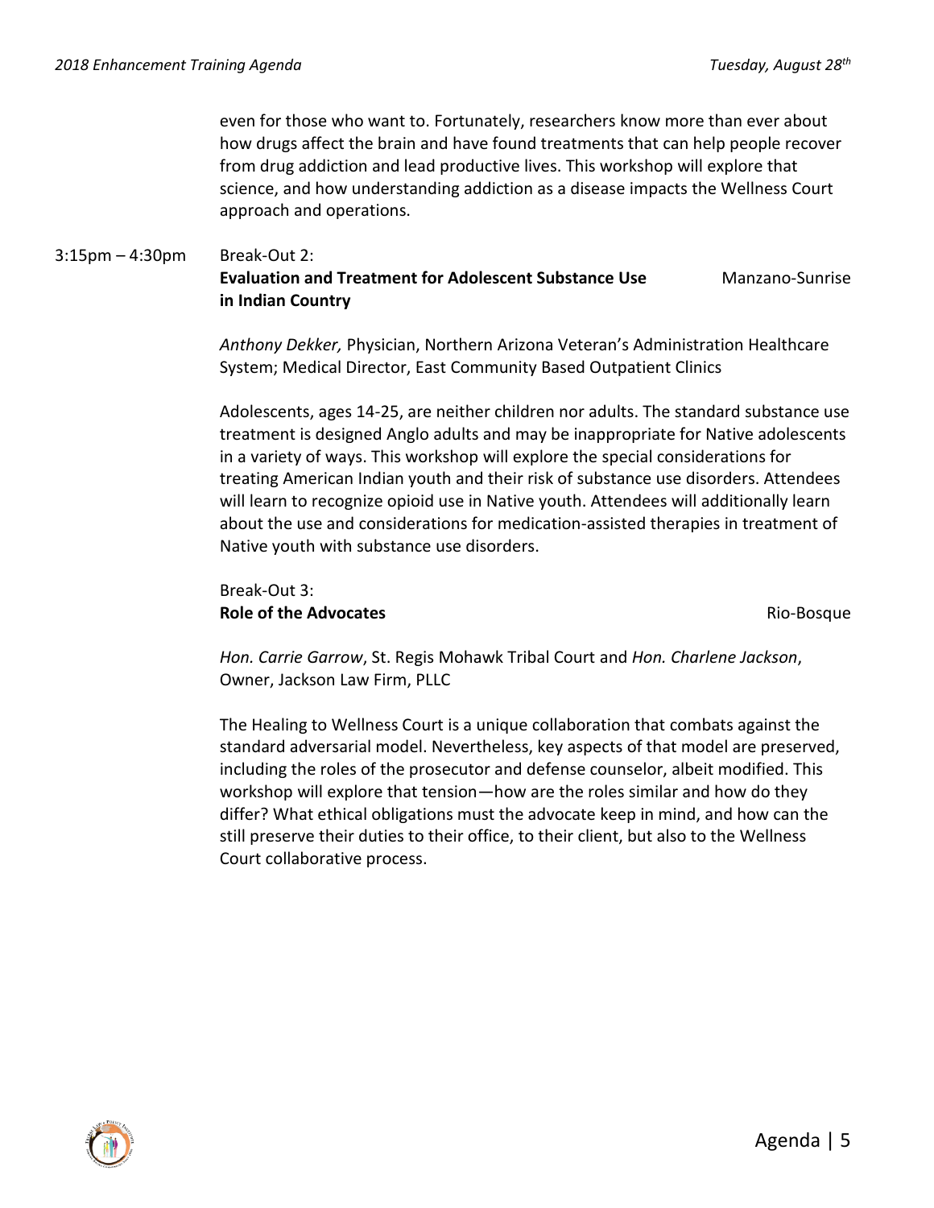even for those who want to. Fortunately, researchers know more than ever about how drugs affect the brain and have found treatments that can help people recover from drug addiction and lead productive lives. This workshop will explore that science, and how understanding addiction as a disease impacts the Wellness Court approach and operations.

3:15pm – 4:30pm Break-Out 2:
**Evaluation and Treatment for Adolescent Substance Use in Indian Country** Manzano-Sunrise

*Anthony Dekker,* Physician, Northern Arizona Veteran's Administration Healthcare System; Medical Director, East Community Based Outpatient Clinics

Adolescents, ages 14-25, are neither children nor adults. The standard substance use treatment is designed Anglo adults and may be inappropriate for Native adolescents in a variety of ways. This workshop will explore the special considerations for treating American Indian youth and their risk of substance use disorders. Attendees will learn to recognize opioid use in Native youth. Attendees will additionally learn about the use and considerations for medication-assisted therapies in treatment of Native youth with substance use disorders.

Break-Out 3:
**Role of the Advocates** Rio-Bosque

*Hon. Carrie Garrow*, St. Regis Mohawk Tribal Court and *Hon. Charlene Jackson*, Owner, Jackson Law Firm, PLLC

The Healing to Wellness Court is a unique collaboration that combats against the standard adversarial model. Nevertheless, key aspects of that model are preserved, including the roles of the prosecutor and defense counselor, albeit modified. This workshop will explore that tension—how are the roles similar and how do they differ? What ethical obligations must the advocate keep in mind, and how can the still preserve their duties to their office, to their client, but also to the Wellness Court collaborative process.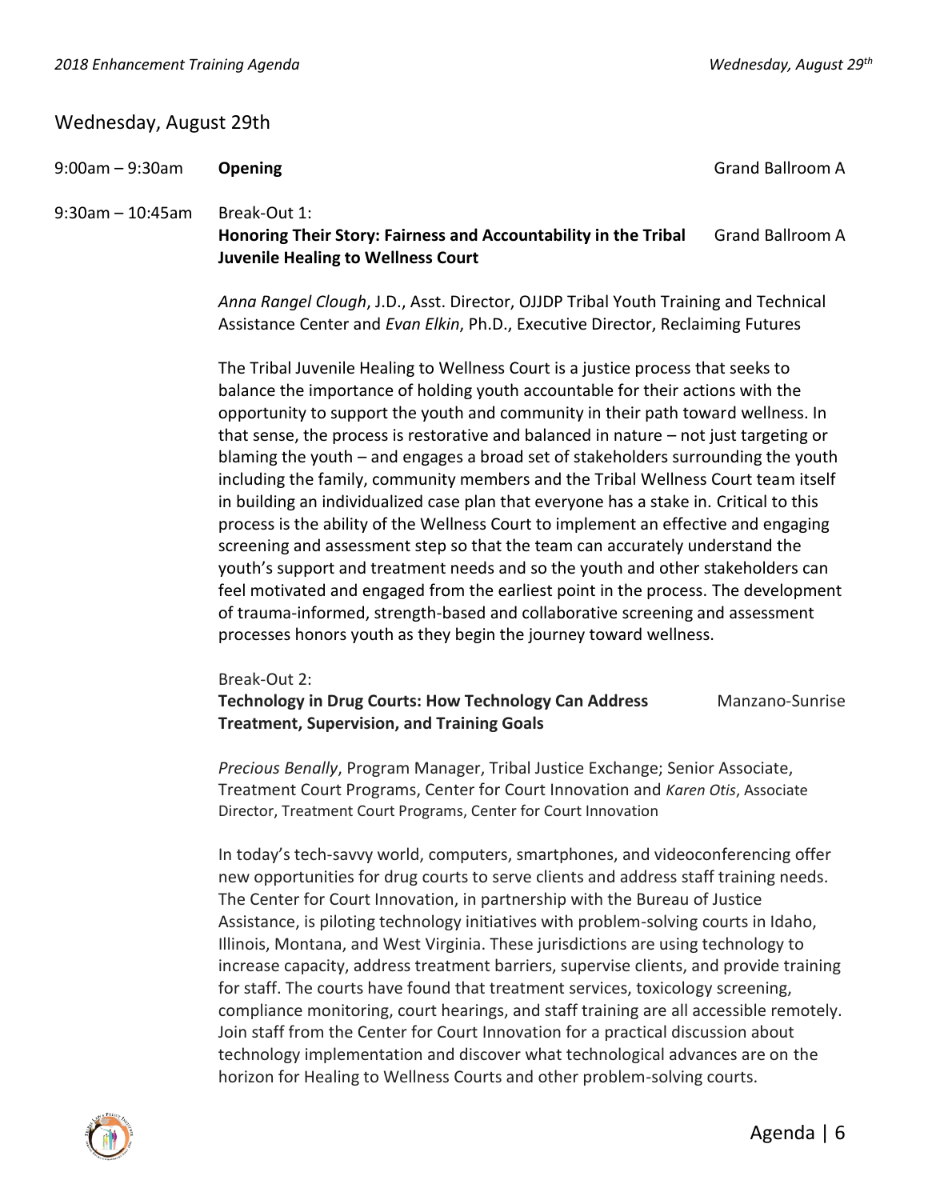## Wednesday, August 29th

9:00am – 9:30am **Opening** Grand Ballroom A

9:30am – 10:45am Break-Out 1:

**Honoring Their Story: Fairness and Accountability in the Tribal Juvenile Healing to Wellness Court** Grand Ballroom A

*Anna Rangel Clough*, J.D., Asst. Director, OJJDP Tribal Youth Training and Technical Assistance Center and *Evan Elkin*, Ph.D., Executive Director, Reclaiming Futures

The Tribal Juvenile Healing to Wellness Court is a justice process that seeks to balance the importance of holding youth accountable for their actions with the opportunity to support the youth and community in their path toward wellness. In that sense, the process is restorative and balanced in nature – not just targeting or blaming the youth – and engages a broad set of stakeholders surrounding the youth including the family, community members and the Tribal Wellness Court team itself in building an individualized case plan that everyone has a stake in. Critical to this process is the ability of the Wellness Court to implement an effective and engaging screening and assessment step so that the team can accurately understand the youth's support and treatment needs and so the youth and other stakeholders can feel motivated and engaged from the earliest point in the process. The development of trauma-informed, strength-based and collaborative screening and assessment processes honors youth as they begin the journey toward wellness.

Break-Out 2:

**Technology in Drug Courts: How Technology Can Address Treatment, Supervision, and Training Goals** Manzano-Sunrise

*Precious Benally*, Program Manager, Tribal Justice Exchange; Senior Associate, Treatment Court Programs, Center for Court Innovation and *Karen Otis*, Associate Director, Treatment Court Programs, Center for Court Innovation

In today's tech-savvy world, computers, smartphones, and videoconferencing offer new opportunities for drug courts to serve clients and address staff training needs. The Center for Court Innovation, in partnership with the Bureau of Justice Assistance, is piloting technology initiatives with problem-solving courts in Idaho, Illinois, Montana, and West Virginia. These jurisdictions are using technology to increase capacity, address treatment barriers, supervise clients, and provide training for staff. The courts have found that treatment services, toxicology screening, compliance monitoring, court hearings, and staff training are all accessible remotely. Join staff from the Center for Court Innovation for a practical discussion about technology implementation and discover what technological advances are on the horizon for Healing to Wellness Courts and other problem-solving courts.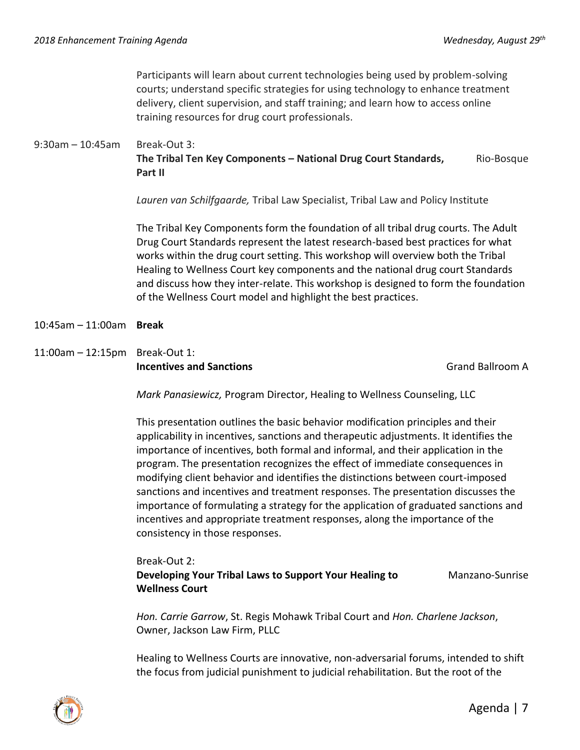Participants will learn about current technologies being used by problem-solving courts; understand specific strategies for using technology to enhance treatment delivery, client supervision, and staff training; and learn how to access online training resources for drug court professionals.

9:30am – 10:45am Break-Out 3:
**The Tribal Ten Key Components – National Drug Court Standards, Part II** — Rio-Bosque

*Lauren van Schilfgaarde,* Tribal Law Specialist, Tribal Law and Policy Institute

The Tribal Key Components form the foundation of all tribal drug courts. The Adult Drug Court Standards represent the latest research-based best practices for what works within the drug court setting. This workshop will overview both the Tribal Healing to Wellness Court key components and the national drug court Standards and discuss how they inter-relate. This workshop is designed to form the foundation of the Wellness Court model and highlight the best practices.

10:45am – 11:00am **Break**

11:00am – 12:15pm Break-Out 1:
**Incentives and Sanctions** — Grand Ballroom A

*Mark Panasiewicz,* Program Director, Healing to Wellness Counseling, LLC

This presentation outlines the basic behavior modification principles and their applicability in incentives, sanctions and therapeutic adjustments. It identifies the importance of incentives, both formal and informal, and their application in the program. The presentation recognizes the effect of immediate consequences in modifying client behavior and identifies the distinctions between court-imposed sanctions and incentives and treatment responses. The presentation discusses the importance of formulating a strategy for the application of graduated sanctions and incentives and appropriate treatment responses, along the importance of the consistency in those responses.

Break-Out 2:
**Developing Your Tribal Laws to Support Your Healing to Wellness Court** — Manzano-Sunrise

*Hon. Carrie Garrow*, St. Regis Mohawk Tribal Court and *Hon. Charlene Jackson*, Owner, Jackson Law Firm, PLLC

Healing to Wellness Courts are innovative, non-adversarial forums, intended to shift the focus from judicial punishment to judicial rehabilitation. But the root of the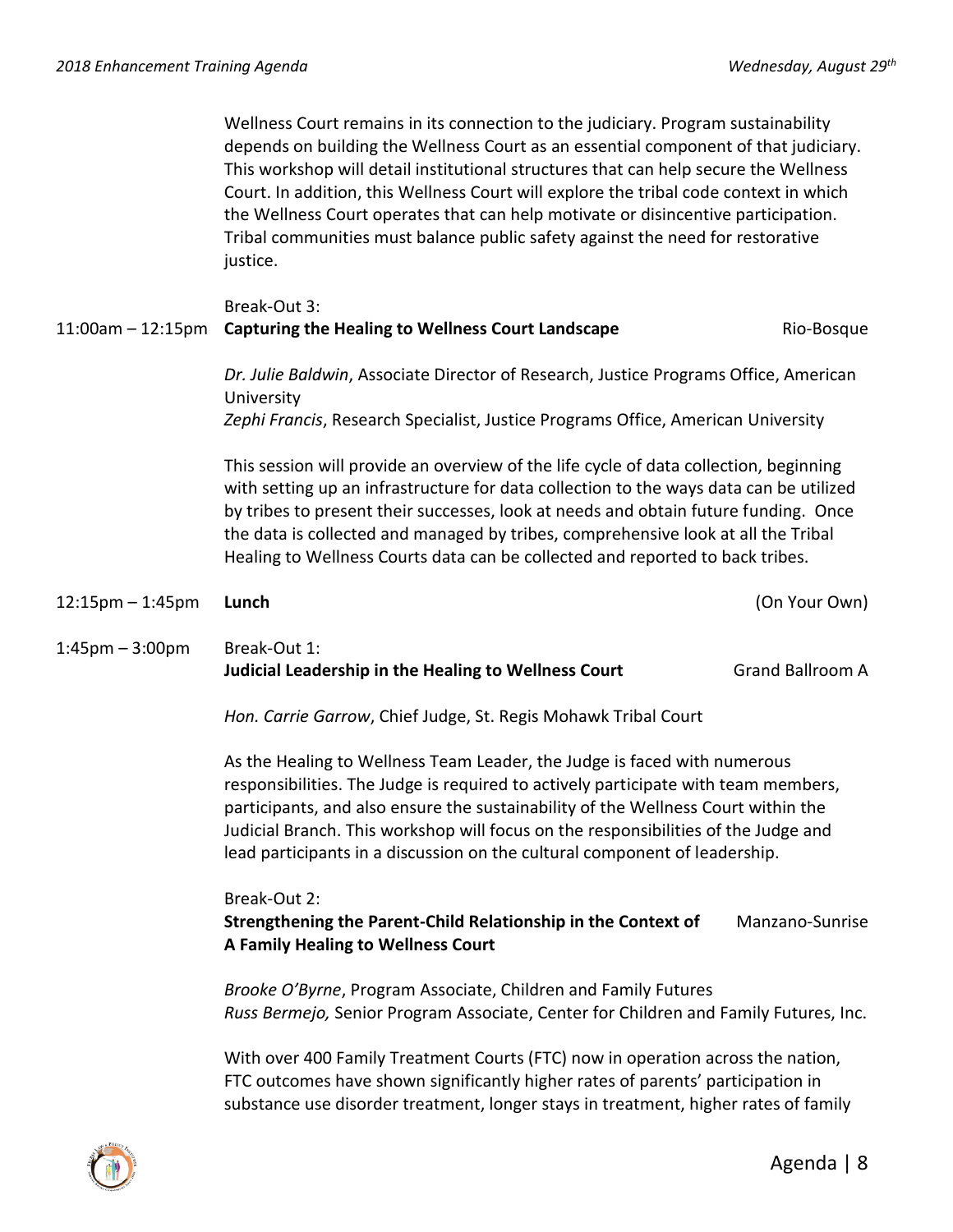Wellness Court remains in its connection to the judiciary. Program sustainability depends on building the Wellness Court as an essential component of that judiciary. This workshop will detail institutional structures that can help secure the Wellness Court. In addition, this Wellness Court will explore the tribal code context in which the Wellness Court operates that can help motivate or disincentive participation. Tribal communities must balance public safety against the need for restorative justice.

11:00am – 12:15pm Break-Out 3:
**Capturing the Healing to Wellness Court Landscape** — Rio-Bosque

*Dr. Julie Baldwin*, Associate Director of Research, Justice Programs Office, American University
*Zephi Francis*, Research Specialist, Justice Programs Office, American University

This session will provide an overview of the life cycle of data collection, beginning with setting up an infrastructure for data collection to the ways data can be utilized by tribes to present their successes, look at needs and obtain future funding. Once the data is collected and managed by tribes, comprehensive look at all the Tribal Healing to Wellness Courts data can be collected and reported to back tribes.

12:15pm – 1:45pm **Lunch** (On Your Own)

1:45pm – 3:00pm Break-Out 1:
**Judicial Leadership in the Healing to Wellness Court** — Grand Ballroom A

*Hon. Carrie Garrow*, Chief Judge, St. Regis Mohawk Tribal Court

As the Healing to Wellness Team Leader, the Judge is faced with numerous responsibilities. The Judge is required to actively participate with team members, participants, and also ensure the sustainability of the Wellness Court within the Judicial Branch. This workshop will focus on the responsibilities of the Judge and lead participants in a discussion on the cultural component of leadership.

Break-Out 2:
**Strengthening the Parent-Child Relationship in the Context of A Family Healing to Wellness Court** — Manzano-Sunrise

*Brooke O'Byrne*, Program Associate, Children and Family Futures
*Russ Bermejo,* Senior Program Associate, Center for Children and Family Futures, Inc.

With over 400 Family Treatment Courts (FTC) now in operation across the nation, FTC outcomes have shown significantly higher rates of parents' participation in substance use disorder treatment, longer stays in treatment, higher rates of family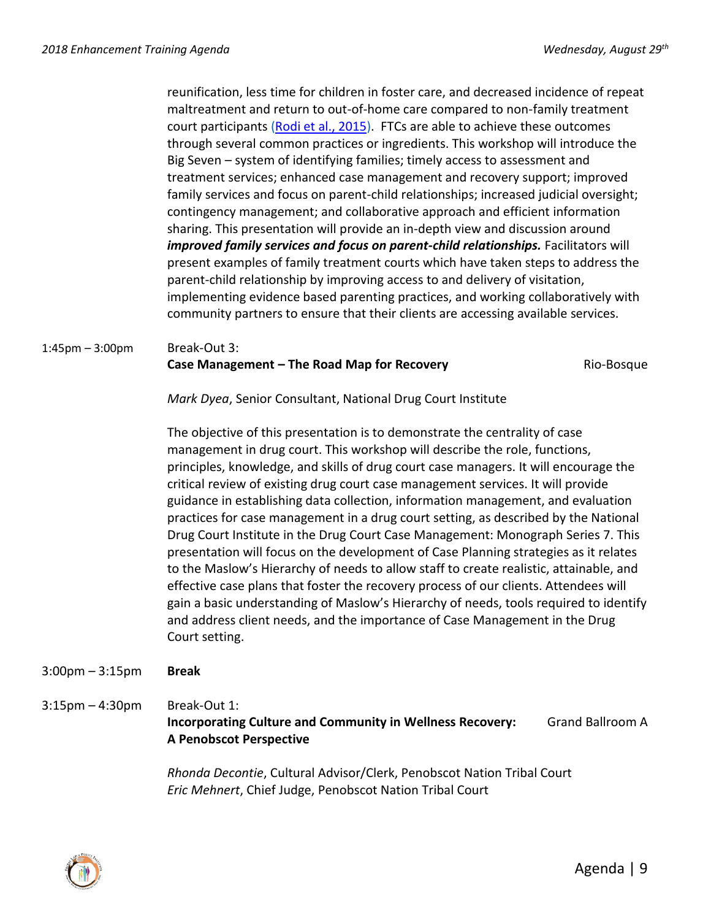reunification, less time for children in foster care, and decreased incidence of repeat maltreatment and return to out-of-home care compared to non-family treatment court participants [(Rodi et al., 2015)](). FTCs are able to achieve these outcomes through several common practices or ingredients. This workshop will introduce the Big Seven – system of identifying families; timely access to assessment and treatment services; enhanced case management and recovery support; improved family services and focus on parent-child relationships; increased judicial oversight; contingency management; and collaborative approach and efficient information sharing. This presentation will provide an in-depth view and discussion around ***improved family services and focus on parent-child relationships.*** Facilitators will present examples of family treatment courts which have taken steps to address the parent-child relationship by improving access to and delivery of visitation, implementing evidence based parenting practices, and working collaboratively with community partners to ensure that their clients are accessing available services.

1:45pm – 3:00pm

Break-Out 3:
**Case Management – The Road Map for Recovery** — Rio-Bosque

*Mark Dyea*, Senior Consultant, National Drug Court Institute

The objective of this presentation is to demonstrate the centrality of case management in drug court. This workshop will describe the role, functions, principles, knowledge, and skills of drug court case managers. It will encourage the critical review of existing drug court case management services. It will provide guidance in establishing data collection, information management, and evaluation practices for case management in a drug court setting, as described by the National Drug Court Institute in the Drug Court Case Management: Monograph Series 7. This presentation will focus on the development of Case Planning strategies as it relates to the Maslow's Hierarchy of needs to allow staff to create realistic, attainable, and effective case plans that foster the recovery process of our clients. Attendees will gain a basic understanding of Maslow's Hierarchy of needs, tools required to identify and address client needs, and the importance of Case Management in the Drug Court setting.

3:00pm – 3:15pm **Break**

3:15pm – 4:30pm

Break-Out 1:
**Incorporating Culture and Community in Wellness Recovery: A Penobscot Perspective** — Grand Ballroom A

*Rhonda Decontie*, Cultural Advisor/Clerk, Penobscot Nation Tribal Court
*Eric Mehnert*, Chief Judge, Penobscot Nation Tribal Court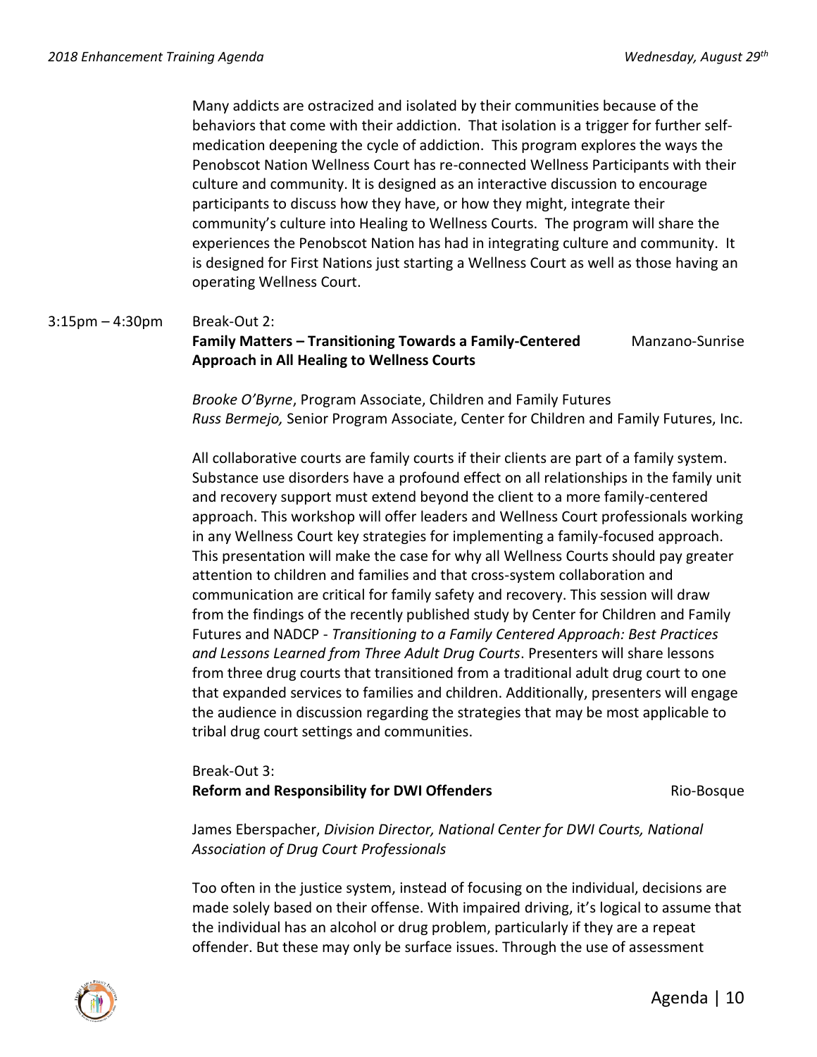Many addicts are ostracized and isolated by their communities because of the behaviors that come with their addiction. That isolation is a trigger for further self-medication deepening the cycle of addiction. This program explores the ways the Penobscot Nation Wellness Court has re-connected Wellness Participants with their culture and community. It is designed as an interactive discussion to encourage participants to discuss how they have, or how they might, integrate their community's culture into Healing to Wellness Courts. The program will share the experiences the Penobscot Nation has had in integrating culture and community. It is designed for First Nations just starting a Wellness Court as well as those having an operating Wellness Court.

3:15pm – 4:30pm

Break-Out 2:
**Family Matters – Transitioning Towards a Family-Centered Approach in All Healing to Wellness Courts** — Manzano-Sunrise

*Brooke O'Byrne*, Program Associate, Children and Family Futures
*Russ Bermejo,* Senior Program Associate, Center for Children and Family Futures, Inc.

All collaborative courts are family courts if their clients are part of a family system. Substance use disorders have a profound effect on all relationships in the family unit and recovery support must extend beyond the client to a more family-centered approach. This workshop will offer leaders and Wellness Court professionals working in any Wellness Court key strategies for implementing a family-focused approach. This presentation will make the case for why all Wellness Courts should pay greater attention to children and families and that cross-system collaboration and communication are critical for family safety and recovery. This session will draw from the findings of the recently published study by Center for Children and Family Futures and NADCP - *Transitioning to a Family Centered Approach: Best Practices and Lessons Learned from Three Adult Drug Courts*. Presenters will share lessons from three drug courts that transitioned from a traditional adult drug court to one that expanded services to families and children. Additionally, presenters will engage the audience in discussion regarding the strategies that may be most applicable to tribal drug court settings and communities.

Break-Out 3:
**Reform and Responsibility for DWI Offenders** — Rio-Bosque

James Eberspacher, *Division Director, National Center for DWI Courts, National Association of Drug Court Professionals*

Too often in the justice system, instead of focusing on the individual, decisions are made solely based on their offense. With impaired driving, it's logical to assume that the individual has an alcohol or drug problem, particularly if they are a repeat offender. But these may only be surface issues. Through the use of assessment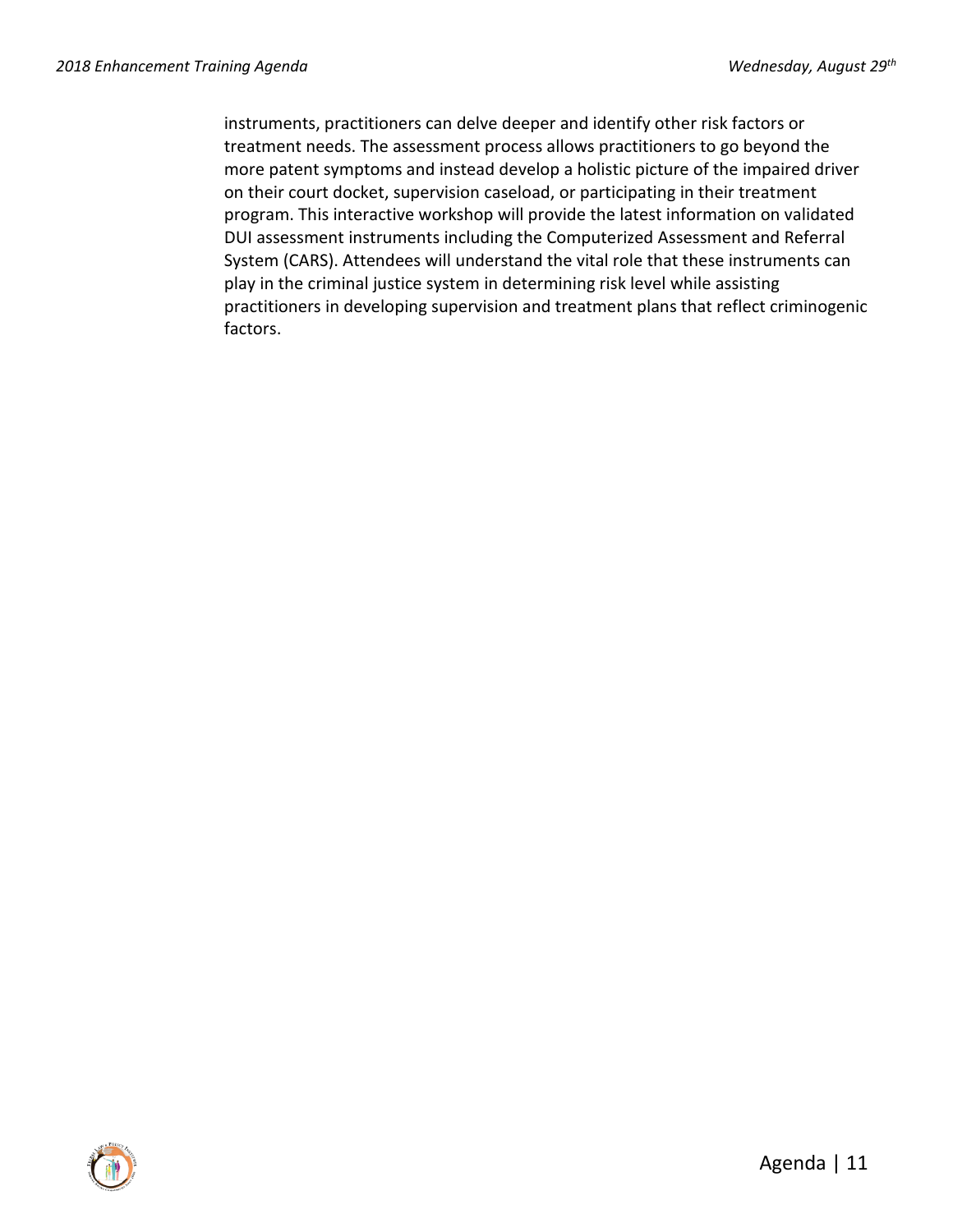instruments, practitioners can delve deeper and identify other risk factors or treatment needs. The assessment process allows practitioners to go beyond the more patent symptoms and instead develop a holistic picture of the impaired driver on their court docket, supervision caseload, or participating in their treatment program. This interactive workshop will provide the latest information on validated DUI assessment instruments including the Computerized Assessment and Referral System (CARS). Attendees will understand the vital role that these instruments can play in the criminal justice system in determining risk level while assisting practitioners in developing supervision and treatment plans that reflect criminogenic factors.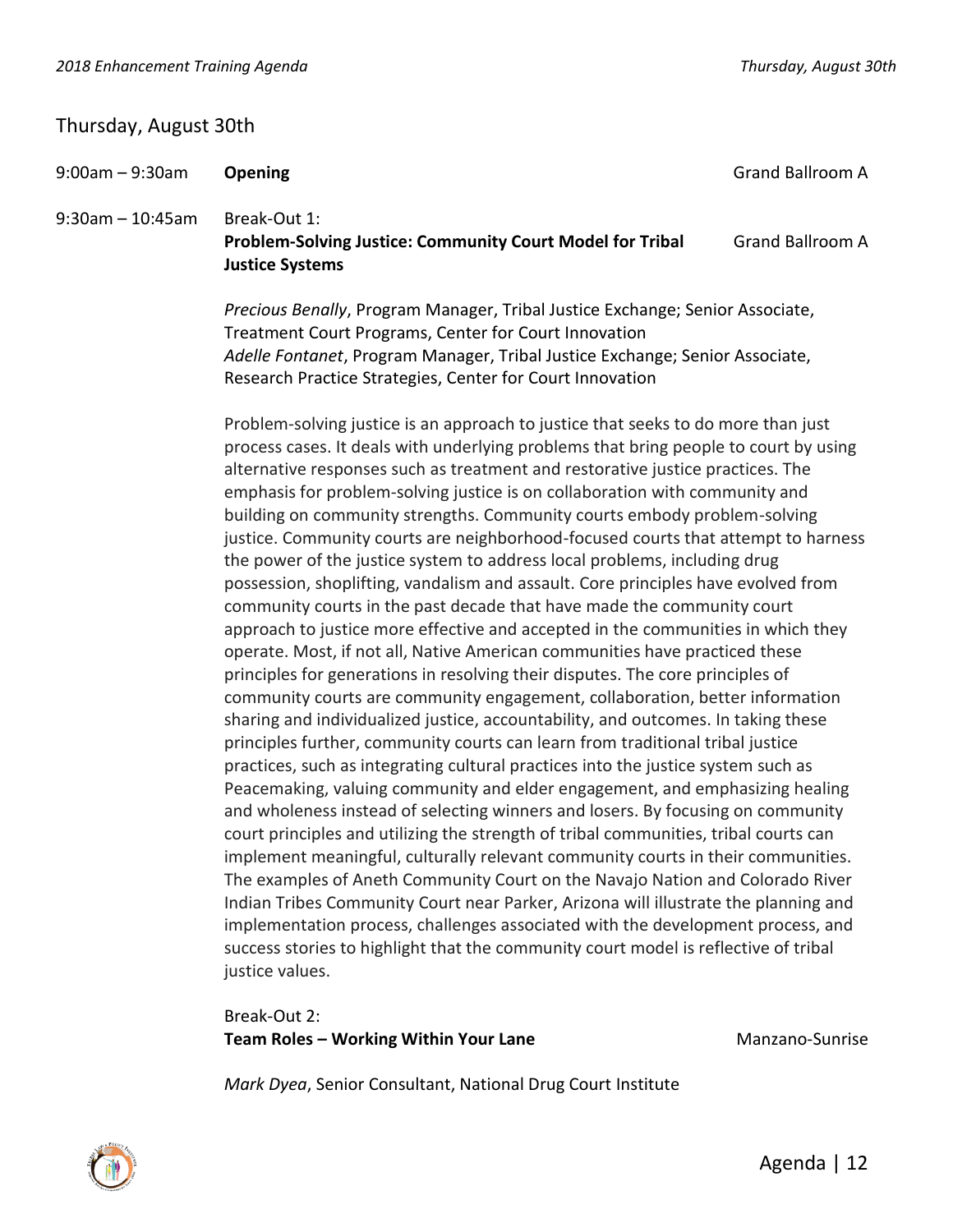## Thursday, August 30th

**9:00am – 9:30am** — **Opening** — Grand Ballroom A

**9:30am – 10:45am** — Break-Out 1:
**Problem-Solving Justice: Community Court Model for Tribal Justice Systems** — Grand Ballroom A

*Precious Benally*, Program Manager, Tribal Justice Exchange; Senior Associate, Treatment Court Programs, Center for Court Innovation
*Adelle Fontanet*, Program Manager, Tribal Justice Exchange; Senior Associate, Research Practice Strategies, Center for Court Innovation

Problem-solving justice is an approach to justice that seeks to do more than just process cases. It deals with underlying problems that bring people to court by using alternative responses such as treatment and restorative justice practices. The emphasis for problem-solving justice is on collaboration with community and building on community strengths. Community courts embody problem-solving justice. Community courts are neighborhood-focused courts that attempt to harness the power of the justice system to address local problems, including drug possession, shoplifting, vandalism and assault. Core principles have evolved from community courts in the past decade that have made the community court approach to justice more effective and accepted in the communities in which they operate. Most, if not all, Native American communities have practiced these principles for generations in resolving their disputes. The core principles of community courts are community engagement, collaboration, better information sharing and individualized justice, accountability, and outcomes. In taking these principles further, community courts can learn from traditional tribal justice practices, such as integrating cultural practices into the justice system such as Peacemaking, valuing community and elder engagement, and emphasizing healing and wholeness instead of selecting winners and losers. By focusing on community court principles and utilizing the strength of tribal communities, tribal courts can implement meaningful, culturally relevant community courts in their communities. The examples of Aneth Community Court on the Navajo Nation and Colorado River Indian Tribes Community Court near Parker, Arizona will illustrate the planning and implementation process, challenges associated with the development process, and success stories to highlight that the community court model is reflective of tribal justice values.

Break-Out 2:
**Team Roles – Working Within Your Lane** — Manzano-Sunrise

*Mark Dyea*, Senior Consultant, National Drug Court Institute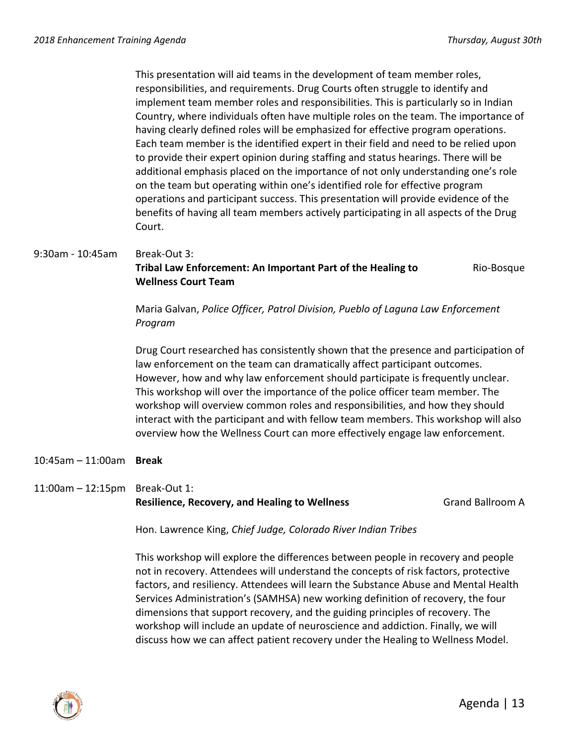This presentation will aid teams in the development of team member roles, responsibilities, and requirements. Drug Courts often struggle to identify and implement team member roles and responsibilities. This is particularly so in Indian Country, where individuals often have multiple roles on the team. The importance of having clearly defined roles will be emphasized for effective program operations. Each team member is the identified expert in their field and need to be relied upon to provide their expert opinion during staffing and status hearings. There will be additional emphasis placed on the importance of not only understanding one's role on the team but operating within one's identified role for effective program operations and participant success. This presentation will provide evidence of the benefits of having all team members actively participating in all aspects of the Drug Court.

9:30am - 10:45am Break-Out 3:
**Tribal Law Enforcement: An Important Part of the Healing to Wellness Court Team** Rio-Bosque

Maria Galvan, *Police Officer, Patrol Division, Pueblo of Laguna Law Enforcement Program*

Drug Court researched has consistently shown that the presence and participation of law enforcement on the team can dramatically affect participant outcomes. However, how and why law enforcement should participate is frequently unclear. This workshop will over the importance of the police officer team member. The workshop will overview common roles and responsibilities, and how they should interact with the participant and with fellow team members. This workshop will also overview how the Wellness Court can more effectively engage law enforcement.

10:45am – 11:00am **Break**

11:00am – 12:15pm Break-Out 1:
**Resilience, Recovery, and Healing to Wellness** Grand Ballroom A

Hon. Lawrence King, *Chief Judge, Colorado River Indian Tribes*

This workshop will explore the differences between people in recovery and people not in recovery. Attendees will understand the concepts of risk factors, protective factors, and resiliency. Attendees will learn the Substance Abuse and Mental Health Services Administration's (SAMHSA) new working definition of recovery, the four dimensions that support recovery, and the guiding principles of recovery. The workshop will include an update of neuroscience and addiction. Finally, we will discuss how we can affect patient recovery under the Healing to Wellness Model.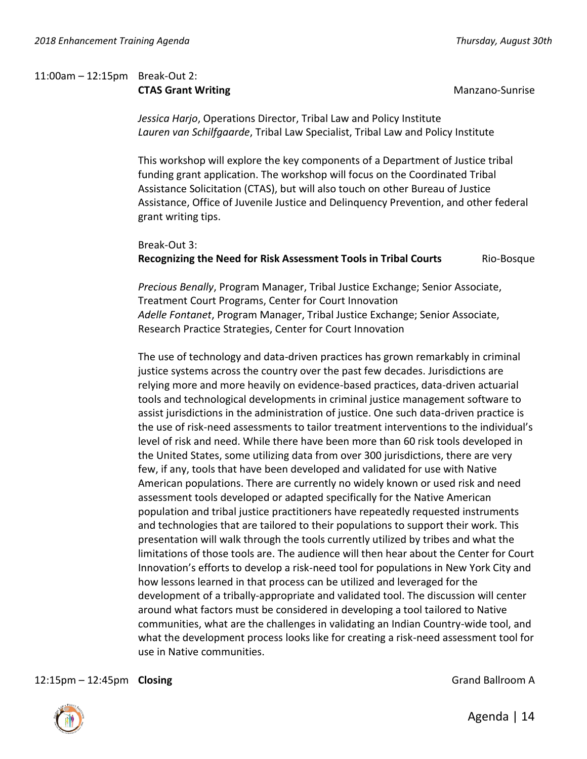11:00am – 12:15pm Break-Out 2:
**CTAS Grant Writing** Manzano-Sunrise

*Jessica Harjo*, Operations Director, Tribal Law and Policy Institute
*Lauren van Schilfgaarde*, Tribal Law Specialist, Tribal Law and Policy Institute

This workshop will explore the key components of a Department of Justice tribal funding grant application. The workshop will focus on the Coordinated Tribal Assistance Solicitation (CTAS), but will also touch on other Bureau of Justice Assistance, Office of Juvenile Justice and Delinquency Prevention, and other federal grant writing tips.

Break-Out 3:
**Recognizing the Need for Risk Assessment Tools in Tribal Courts** Rio-Bosque

*Precious Benally*, Program Manager, Tribal Justice Exchange; Senior Associate, Treatment Court Programs, Center for Court Innovation
*Adelle Fontanet*, Program Manager, Tribal Justice Exchange; Senior Associate, Research Practice Strategies, Center for Court Innovation

The use of technology and data-driven practices has grown remarkably in criminal justice systems across the country over the past few decades. Jurisdictions are relying more and more heavily on evidence-based practices, data-driven actuarial tools and technological developments in criminal justice management software to assist jurisdictions in the administration of justice. One such data-driven practice is the use of risk-need assessments to tailor treatment interventions to the individual's level of risk and need. While there have been more than 60 risk tools developed in the United States, some utilizing data from over 300 jurisdictions, there are very few, if any, tools that have been developed and validated for use with Native American populations. There are currently no widely known or used risk and need assessment tools developed or adapted specifically for the Native American population and tribal justice practitioners have repeatedly requested instruments and technologies that are tailored to their populations to support their work. This presentation will walk through the tools currently utilized by tribes and what the limitations of those tools are. The audience will then hear about the Center for Court Innovation's efforts to develop a risk-need tool for populations in New York City and how lessons learned in that process can be utilized and leveraged for the development of a tribally-appropriate and validated tool. The discussion will center around what factors must be considered in developing a tool tailored to Native communities, what are the challenges in validating an Indian Country-wide tool, and what the development process looks like for creating a risk-need assessment tool for use in Native communities.

12:15pm – 12:45pm **Closing** Grand Ballroom A